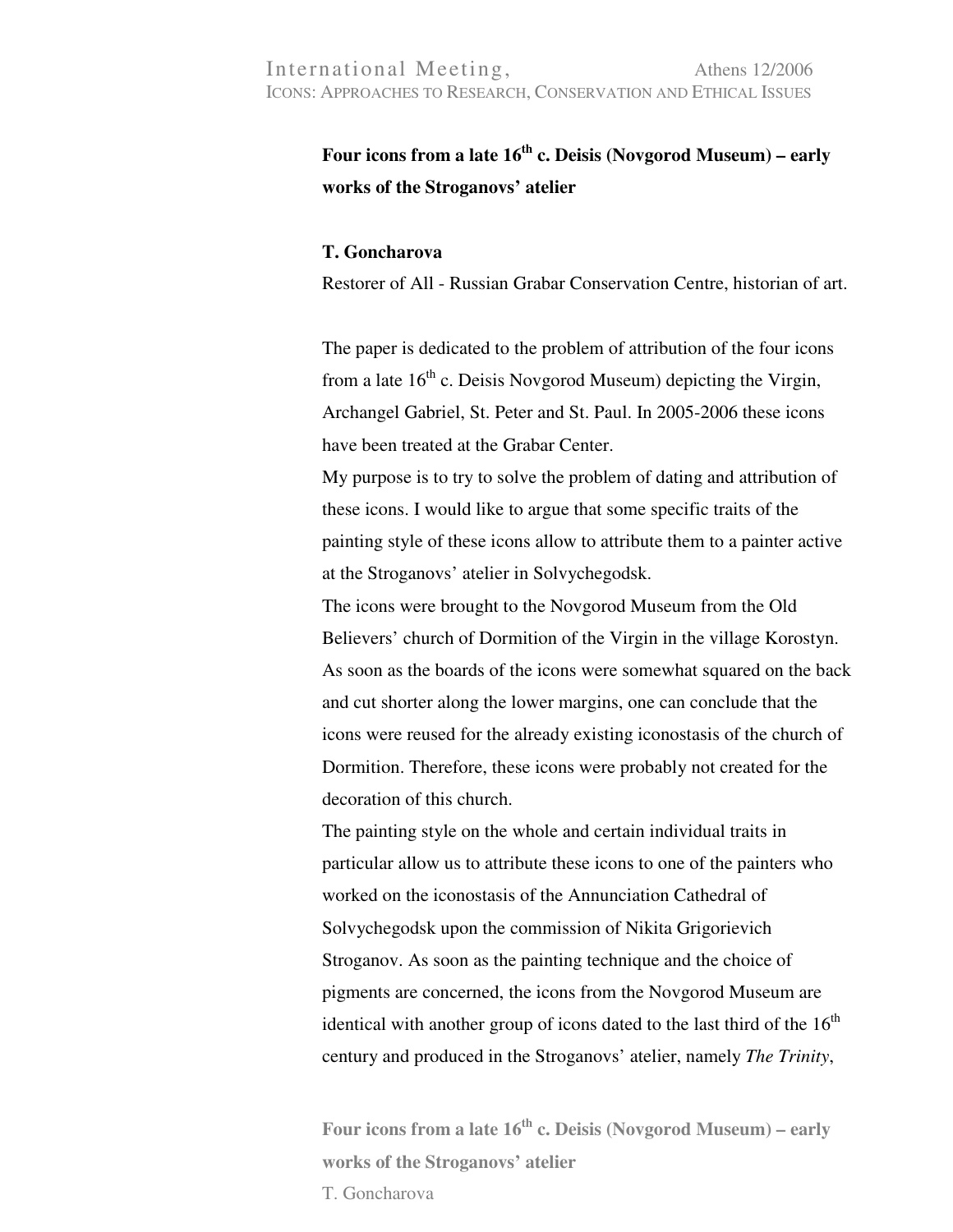# Four icons from a late 16th c. Deisis (Novgorod Museum) – early works of the Stroganovs' atelier

**T. Goncharova**

Restorer of All - Russian Grabar Conservation Centre, historian of art.

The paper is dedicated to the problem of attribution of the four icons from a late 16th c. Deisis Novgorod Museum) depicting the Virgin, Archangel Gabriel, St. Peter and St. Paul. In 2005-2006 these icons have been treated at the Grabar Center.

My purpose is to try to solve the problem of dating and attribution of these icons. I would like to argue that some specific traits of the painting style of these icons allow to attribute them to a painter active at the Stroganovs' atelier in Solvychegodsk.

The icons were brought to the Novgorod Museum from the Old Believers' church of Dormition of the Virgin in the village Korostyn. As soon as the boards of the icons were somewhat squared on the back and cut shorter along the lower margins, one can conclude that the icons were reused for the already existing iconostasis of the church of Dormition. Therefore, these icons were probably not created for the decoration of this church.

The painting style on the whole and certain individual traits in particular allow us to attribute these icons to one of the painters who worked on the iconostasis of the Annunciation Cathedral of Solvychegodsk upon the commission of Nikita Grigorievich Stroganov. As soon as the painting technique and the choice of pigments are concerned, the icons from the Novgorod Museum are identical with another group of icons dated to the last third of the 16th century and produced in the Stroganovs' atelier, namely *The Trinity*,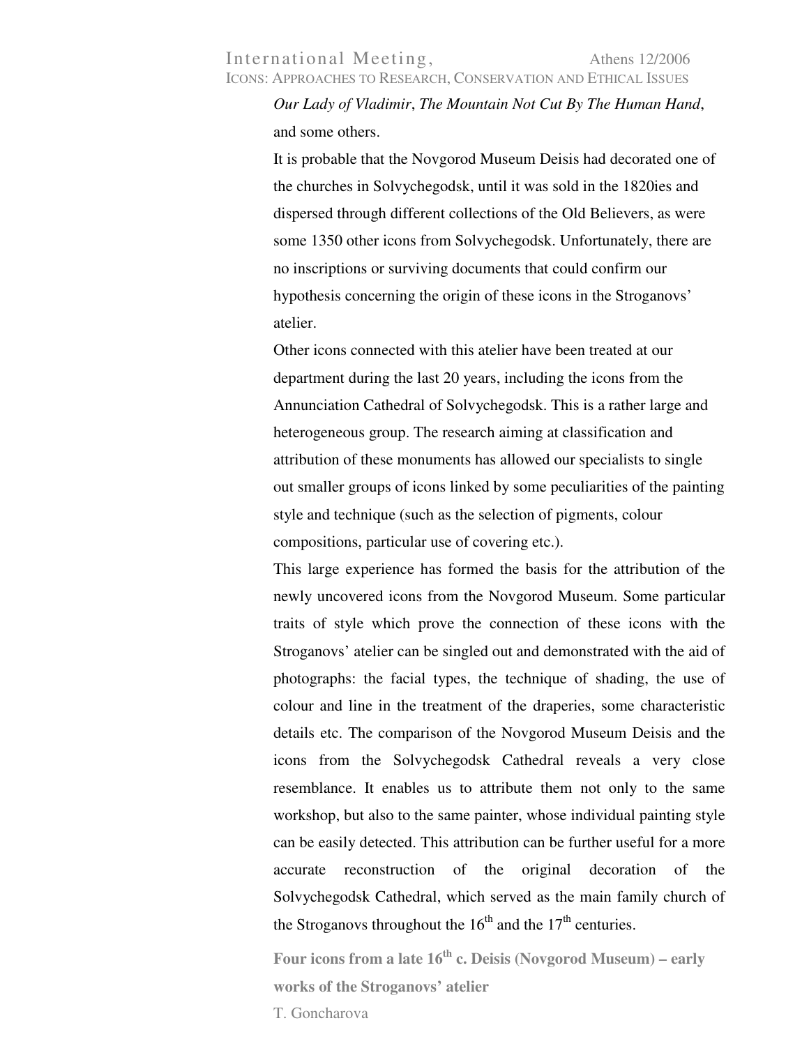*Our Lady of Vladimir*, *The Mountain Not Cut By The Human Hand*, and some others.

It is probable that the Novgorod Museum Deisis had decorated one of the churches in Solvychegodsk, until it was sold in the 1820ies and dispersed through different collections of the Old Believers, as were some 1350 other icons from Solvychegodsk. Unfortunately, there are no inscriptions or surviving documents that could confirm our hypothesis concerning the origin of these icons in the Stroganovs' atelier.

Other icons connected with this atelier have been treated at our department during the last 20 years, including the icons from the Annunciation Cathedral of Solvychegodsk. This is a rather large and heterogeneous group. The research aiming at classification and attribution of these monuments has allowed our specialists to single out smaller groups of icons linked by some peculiarities of the painting style and technique (such as the selection of pigments, colour compositions, particular use of covering etc.).

This large experience has formed the basis for the attribution of the newly uncovered icons from the Novgorod Museum. Some particular traits of style which prove the connection of these icons with the Stroganovs' atelier can be singled out and demonstrated with the aid of photographs: the facial types, the technique of shading, the use of colour and line in the treatment of the draperies, some characteristic details etc. The comparison of the Novgorod Museum Deisis and the icons from the Solvychegodsk Cathedral reveals a very close resemblance. It enables us to attribute them not only to the same workshop, but also to the same painter, whose individual painting style can be easily detected. This attribution can be further useful for a more accurate reconstruction of the original decoration of the Solvychegodsk Cathedral, which served as the main family church of the Stroganovs throughout the 16th and the 17th centuries.

**Four icons from a late 16th c. Deisis (Novgorod Museum) – early works of the Stroganovs' atelier**

T. Goncharova